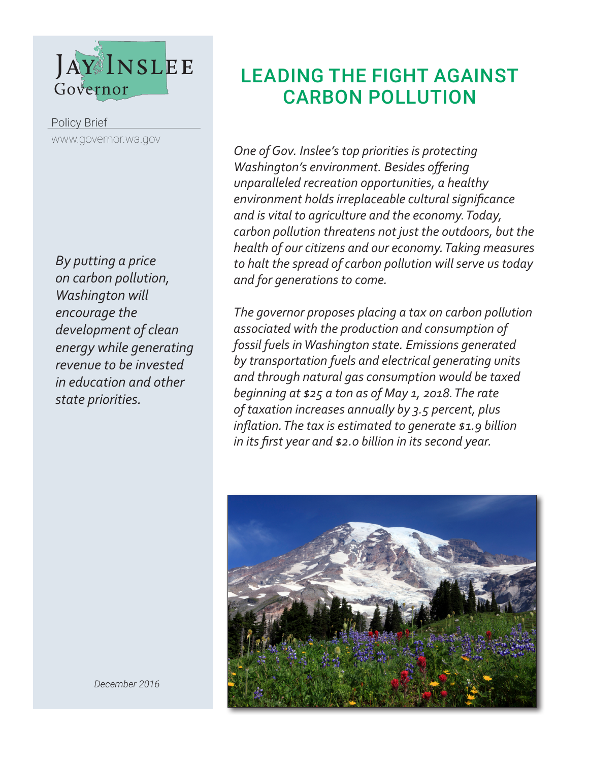Jay Inslee
Governor

Policy Brief
www.governor.wa.gov

# LEADING THE FIGHT AGAINST CARBON POLLUTION

*One of Gov. Inslee's top priorities is protecting Washington's environment. Besides offering unparalleled recreation opportunities, a healthy environment holds irreplaceable cultural significance and is vital to agriculture and the economy. Today, carbon pollution threatens not just the outdoors, but the health of our citizens and our economy. Taking measures to halt the spread of carbon pollution will serve us today and for generations to come.*

*The governor proposes placing a tax on carbon pollution associated with the production and consumption of fossil fuels in Washington state. Emissions generated by transportation fuels and electrical generating units and through natural gas consumption would be taxed beginning at $25 a ton as of May 1, 2018. The rate of taxation increases annually by 3.5 percent, plus inflation. The tax is estimated to generate $1.9 billion in its first year and $2.0 billion in its second year.*

*By putting a price on carbon pollution, Washington will encourage the development of clean energy while generating revenue to be invested in education and other state priorities.*

*December 2016*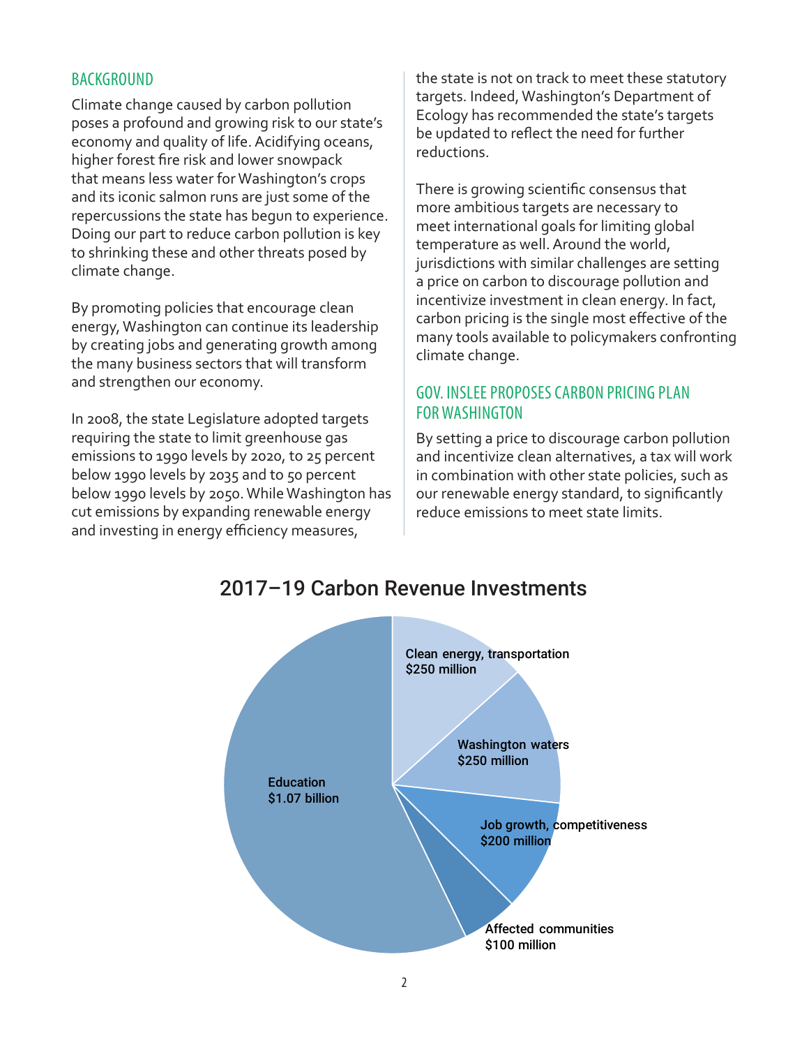## BACKGROUND

Climate change caused by carbon pollution poses a profound and growing risk to our state's economy and quality of life. Acidifying oceans, higher forest fire risk and lower snowpack that means less water for Washington's crops and its iconic salmon runs are just some of the repercussions the state has begun to experience. Doing our part to reduce carbon pollution is key to shrinking these and other threats posed by climate change.

By promoting policies that encourage clean energy, Washington can continue its leadership by creating jobs and generating growth among the many business sectors that will transform and strengthen our economy.

In 2008, the state Legislature adopted targets requiring the state to limit greenhouse gas emissions to 1990 levels by 2020, to 25 percent below 1990 levels by 2035 and to 50 percent below 1990 levels by 2050. While Washington has cut emissions by expanding renewable energy and investing in energy efficiency measures, the state is not on track to meet these statutory targets. Indeed, Washington's Department of Ecology has recommended the state's targets be updated to reflect the need for further reductions.

There is growing scientific consensus that more ambitious targets are necessary to meet international goals for limiting global temperature as well. Around the world, jurisdictions with similar challenges are setting a price on carbon to discourage pollution and incentivize investment in clean energy. In fact, carbon pricing is the single most effective of the many tools available to policymakers confronting climate change.

## GOV. INSLEE PROPOSES CARBON PRICING PLAN FOR WASHINGTON

By setting a price to discourage carbon pollution and incentivize clean alternatives, a tax will work in combination with other state policies, such as our renewable energy standard, to significantly reduce emissions to meet state limits.

### 2017–19 Carbon Revenue Investments

| Category | Amount |
|---|---|
| Education | $1.07 billion |
| Clean energy, transportation | $250 million |
| Washington waters | $250 million |
| Job growth, competitiveness | $200 million |
| Affected communities | $100 million |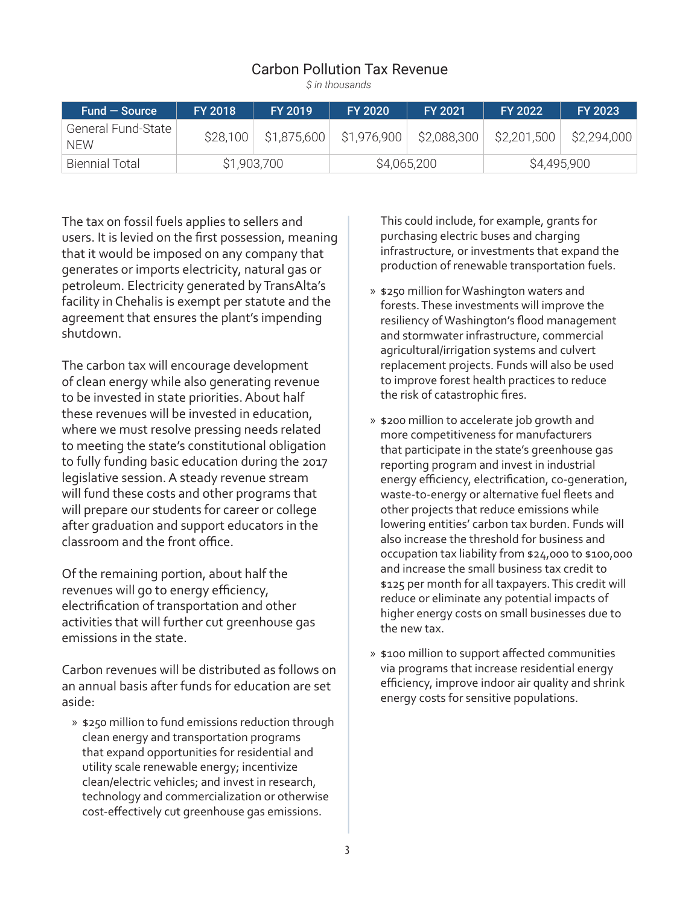## Carbon Pollution Tax Revenue

*$ in thousands*

| Fund — Source | FY 2018 | FY 2019 | FY 2020 | FY 2021 | FY 2022 | FY 2023 |
|---|---|---|---|---|---|---|
| General Fund-State NEW | $28,100 | $1,875,600 | $1,976,900 | $2,088,300 | $2,201,500 | $2,294,000 |
| Biennial Total | $1,903,700 | | $4,065,200 | | $4,495,900 | |

The tax on fossil fuels applies to sellers and users. It is levied on the first possession, meaning that it would be imposed on any company that generates or imports electricity, natural gas or petroleum. Electricity generated by TransAlta's facility in Chehalis is exempt per statute and the agreement that ensures the plant's impending shutdown.

The carbon tax will encourage development of clean energy while also generating revenue to be invested in state priorities. About half these revenues will be invested in education, where we must resolve pressing needs related to meeting the state's constitutional obligation to fully funding basic education during the 2017 legislative session. A steady revenue stream will fund these costs and other programs that will prepare our students for career or college after graduation and support educators in the classroom and the front office.

Of the remaining portion, about half the revenues will go to energy efficiency, electrification of transportation and other activities that will further cut greenhouse gas emissions in the state.

Carbon revenues will be distributed as follows on an annual basis after funds for education are set aside:

- $250 million to fund emissions reduction through clean energy and transportation programs that expand opportunities for residential and utility scale renewable energy; incentivize clean/electric vehicles; and invest in research, technology and commercialization or otherwise cost-effectively cut greenhouse gas emissions. This could include, for example, grants for purchasing electric buses and charging infrastructure, or investments that expand the production of renewable transportation fuels.
- $250 million for Washington waters and forests. These investments will improve the resiliency of Washington's flood management and stormwater infrastructure, commercial agricultural/irrigation systems and culvert replacement projects. Funds will also be used to improve forest health practices to reduce the risk of catastrophic fires.
- $200 million to accelerate job growth and more competitiveness for manufacturers that participate in the state's greenhouse gas reporting program and invest in industrial energy efficiency, electrification, co-generation, waste-to-energy or alternative fuel fleets and other projects that reduce emissions while lowering entities' carbon tax burden. Funds will also increase the threshold for business and occupation tax liability from $24,000 to $100,000 and increase the small business tax credit to $125 per month for all taxpayers. This credit will reduce or eliminate any potential impacts of higher energy costs on small businesses due to the new tax.
- $100 million to support affected communities via programs that increase residential energy efficiency, improve indoor air quality and shrink energy costs for sensitive populations.